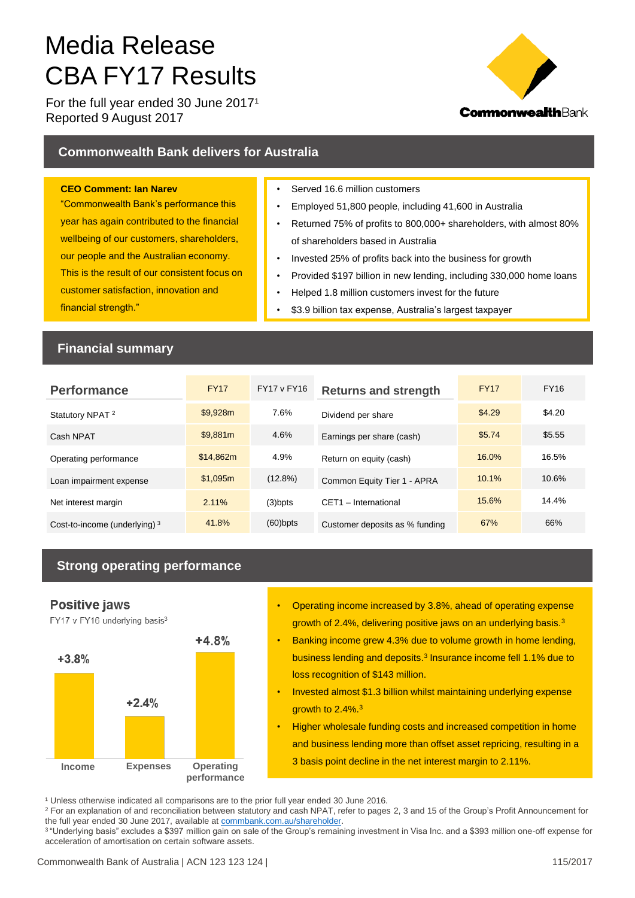# Media Release
# CBA FY17 Results

For the full year ended 30 June 2017[1]
Reported 9 August 2017

CommonwealthBank

## Commonwealth Bank delivers for Australia

**CEO Comment: Ian Narev**
"Commonwealth Bank's performance this year has again contributed to the financial wellbeing of our customers, shareholders, our people and the Australian economy. This is the result of our consistent focus on customer satisfaction, innovation and financial strength."

- Served 16.6 million customers
- Employed 51,800 people, including 41,600 in Australia
- Returned 75% of profits to 800,000+ shareholders, with almost 80% of shareholders based in Australia
- Invested 25% of profits back into the business for growth
- Provided $197 billion in new lending, including 330,000 home loans
- Helped 1.8 million customers invest for the future
- $3.9 billion tax expense, Australia's largest taxpayer

## Financial summary

| Performance | FY17 | FY17 v FY16 |
|---|---|---|
| Statutory NPAT [2] | $9,928m | 7.6% |
| Cash NPAT | $9,881m | 4.6% |
| Operating performance | $14,862m | 4.9% |
| Loan impairment expense | $1,095m | (12.8%) |
| Net interest margin | 2.11% | (3)bpts |
| Cost-to-income (underlying) [3] | 41.8% | (60)bpts |

| Returns and strength | FY17 | FY16 |
|---|---|---|
| Dividend per share | $4.29 | $4.20 |
| Earnings per share (cash) | $5.74 | $5.55 |
| Return on equity (cash) | 16.0% | 16.5% |
| Common Equity Tier 1 - APRA | 10.1% | 10.6% |
| CET1 – International | 15.6% | 14.4% |
| Customer deposits as % funding | 67% | 66% |

## Strong operating performance

**Positive jaws**
FY17 v FY16 underlying basis[3]

| Income | Expenses | Operating performance |
|---|---|---|
| +3.8% | +2.4% | +4.8% |

- Operating income increased by 3.8%, ahead of operating expense growth of 2.4%, delivering positive jaws on an underlying basis.[3]
- Banking income grew 4.3% due to volume growth in home lending, business lending and deposits.[3] Insurance income fell 1.1% due to loss recognition of $143 million.
- Invested almost $1.3 billion whilst maintaining underlying expense growth to 2.4%.[3]
- Higher wholesale funding costs and increased competition in home and business lending more than offset asset repricing, resulting in a 3 basis point decline in the net interest margin to 2.11%.

[1] Unless otherwise indicated all comparisons are to the prior full year ended 30 June 2016.
[2] For an explanation of and reconciliation between statutory and cash NPAT, refer to pages 2, 3 and 15 of the Group's Profit Announcement for the full year ended 30 June 2017, available at commbank.com.au/shareholder.
[3] "Underlying basis" excludes a $397 million gain on sale of the Group's remaining investment in Visa Inc. and a $393 million one-off expense for acceleration of amortisation on certain software assets.

Commonwealth Bank of Australia | ACN 123 123 124 | 115/2017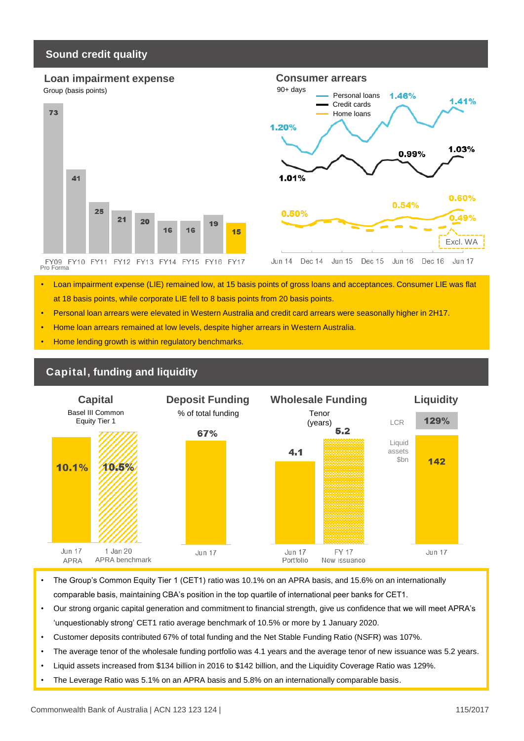## Sound credit quality

### Loan impairment expense

Group (basis points)

| FY09 Pro Forma | FY10 | FY11 | FY12 | FY13 | FY14 | FY15 | FY16 | FY17 |
|---|---|---|---|---|---|---|---|---|
| 73 | 41 | 25 | 21 | 20 | 16 | 16 | 19 | 15 |

### Consumer arrears

90+ days

- Personal loans: 1.20% (Jun 14), 1.46%, 1.41% (Jun 17)
- Credit cards: 1.01% (Jun 14), 0.99%, 1.03% (Jun 17)
- Home loans: 0.50% (Jun 14), 0.54%, 0.60% (Jun 17); 0.49% Excl. WA

Jun 14, Dec 14, Jun 15, Dec 15, Jun 16, Dec 16, Jun 17

- Loan impairment expense (LIE) remained low, at 15 basis points of gross loans and acceptances. Consumer LIE was flat at 18 basis points, while corporate LIE fell to 8 basis points from 20 basis points.
- Personal loan arrears were elevated in Western Australia and credit card arrears were seasonally higher in 2H17.
- Home loan arrears remained at low levels, despite higher arrears in Western Australia.
- Home lending growth is within regulatory benchmarks.

## Capital, funding and liquidity

### Capital

Basel III Common Equity Tier 1

| Jun 17 APRA | 1 Jan 20 APRA benchmark |
|---|---|
| 10.1% | 10.5% |

### Deposit Funding

% of total funding

| Jun 17 |
|---|
| 67% |

### Wholesale Funding

Tenor (years)

| Jun 17 Portfolio | FY 17 New issuance |
|---|---|
| 4.1 | 5.2 |

### Liquidity

| | Jun 17 |
|---|---|
| LCR | 129% |
| Liquid assets $bn | 142 |

- The Group's Common Equity Tier 1 (CET1) ratio was 10.1% on an APRA basis, and 15.6% on an internationally comparable basis, maintaining CBA's position in the top quartile of international peer banks for CET1.
- Our strong organic capital generation and commitment to financial strength, give us confidence that we will meet APRA's 'unquestionably strong' CET1 ratio average benchmark of 10.5% or more by 1 January 2020.
- Customer deposits contributed 67% of total funding and the Net Stable Funding Ratio (NSFR) was 107%.
- The average tenor of the wholesale funding portfolio was 4.1 years and the average tenor of new issuance was 5.2 years.
- Liquid assets increased from $134 billion in 2016 to $142 billion, and the Liquidity Coverage Ratio was 129%.
- The Leverage Ratio was 5.1% on an APRA basis and 5.8% on an internationally comparable basis.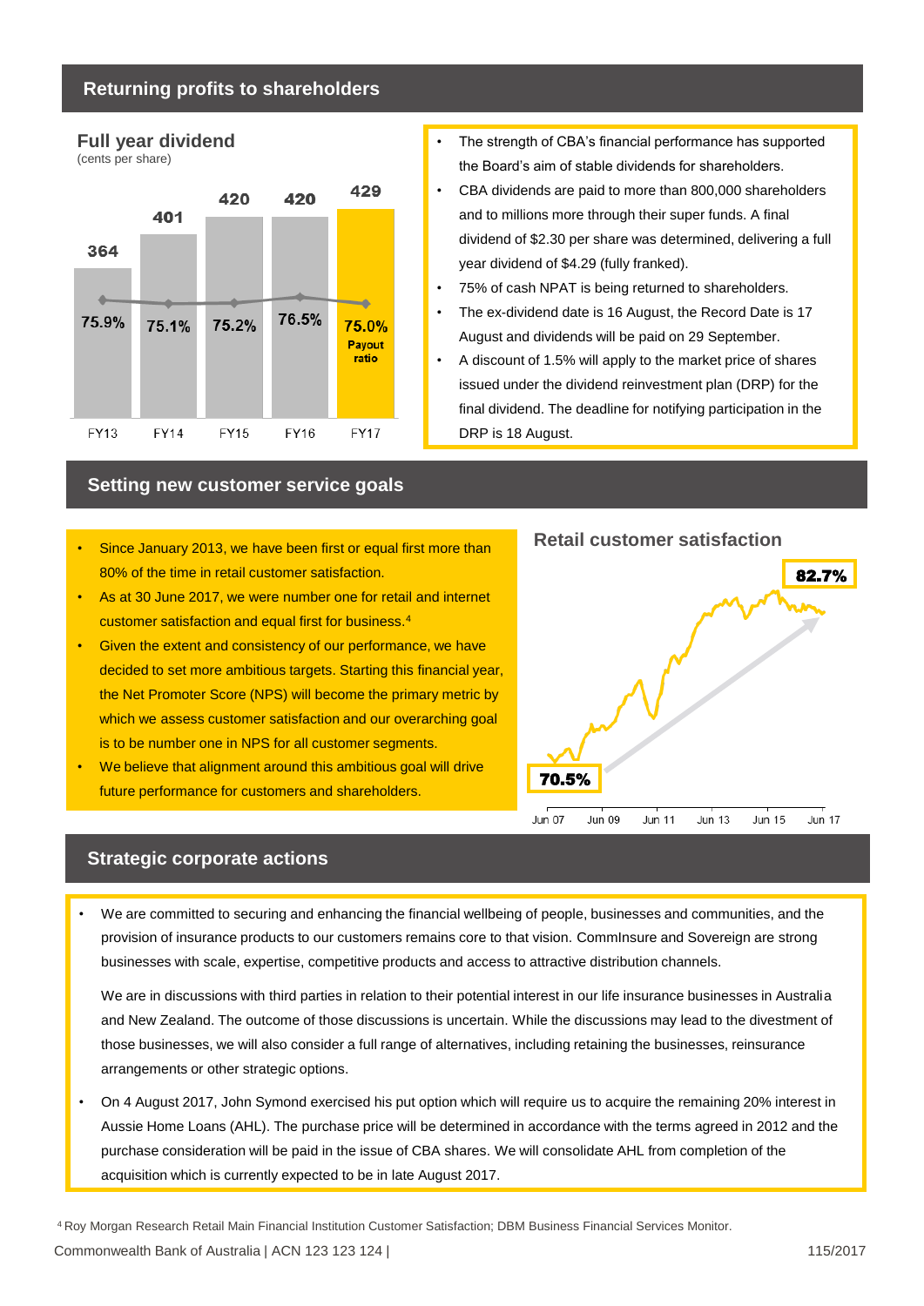## Returning profits to shareholders

**Full year dividend**
(cents per share)

| | FY13 | FY14 | FY15 | FY16 | FY17 |
|---|---|---|---|---|---|
| Full year dividend | 364 | 401 | 420 | 420 | 429 |
| Payout ratio | 75.9% | 75.1% | 75.2% | 76.5% | 75.0% |

- The strength of CBA's financial performance has supported the Board's aim of stable dividends for shareholders.
- CBA dividends are paid to more than 800,000 shareholders and to millions more through their super funds. A final dividend of $2.30 per share was determined, delivering a full year dividend of $4.29 (fully franked).
- 75% of cash NPAT is being returned to shareholders.
- The ex-dividend date is 16 August, the Record Date is 17 August and dividends will be paid on 29 September.
- A discount of 1.5% will apply to the market price of shares issued under the dividend reinvestment plan (DRP) for the final dividend. The deadline for notifying participation in the DRP is 18 August.

## Setting new customer service goals

- Since January 2013, we have been first or equal first more than 80% of the time in retail customer satisfaction.
- As at 30 June 2017, we were number one for retail and internet customer satisfaction and equal first for business.[4]
- Given the extent and consistency of our performance, we have decided to set more ambitious targets. Starting this financial year, the Net Promoter Score (NPS) will become the primary metric by which we assess customer satisfaction and our overarching goal is to be number one in NPS for all customer segments.
- We believe that alignment around this ambitious goal will drive future performance for customers and shareholders.

**Retail customer satisfaction**

70.5% (Jun 07) → 82.7% (Jun 17)

## Strategic corporate actions

- We are committed to securing and enhancing the financial wellbeing of people, businesses and communities, and the provision of insurance products to our customers remains core to that vision. CommInsure and Sovereign are strong businesses with scale, expertise, competitive products and access to attractive distribution channels.

  We are in discussions with third parties in relation to their potential interest in our life insurance businesses in Australia and New Zealand. The outcome of those discussions is uncertain. While the discussions may lead to the divestment of those businesses, we will also consider a full range of alternatives, including retaining the businesses, reinsurance arrangements or other strategic options.

- On 4 August 2017, John Symond exercised his put option which will require us to acquire the remaining 20% interest in Aussie Home Loans (AHL). The purchase price will be determined in accordance with the terms agreed in 2012 and the purchase consideration will be paid in the issue of CBA shares. We will consolidate AHL from completion of the acquisition which is currently expected to be in late August 2017.

[4] Roy Morgan Research Retail Main Financial Institution Customer Satisfaction; DBM Business Financial Services Monitor.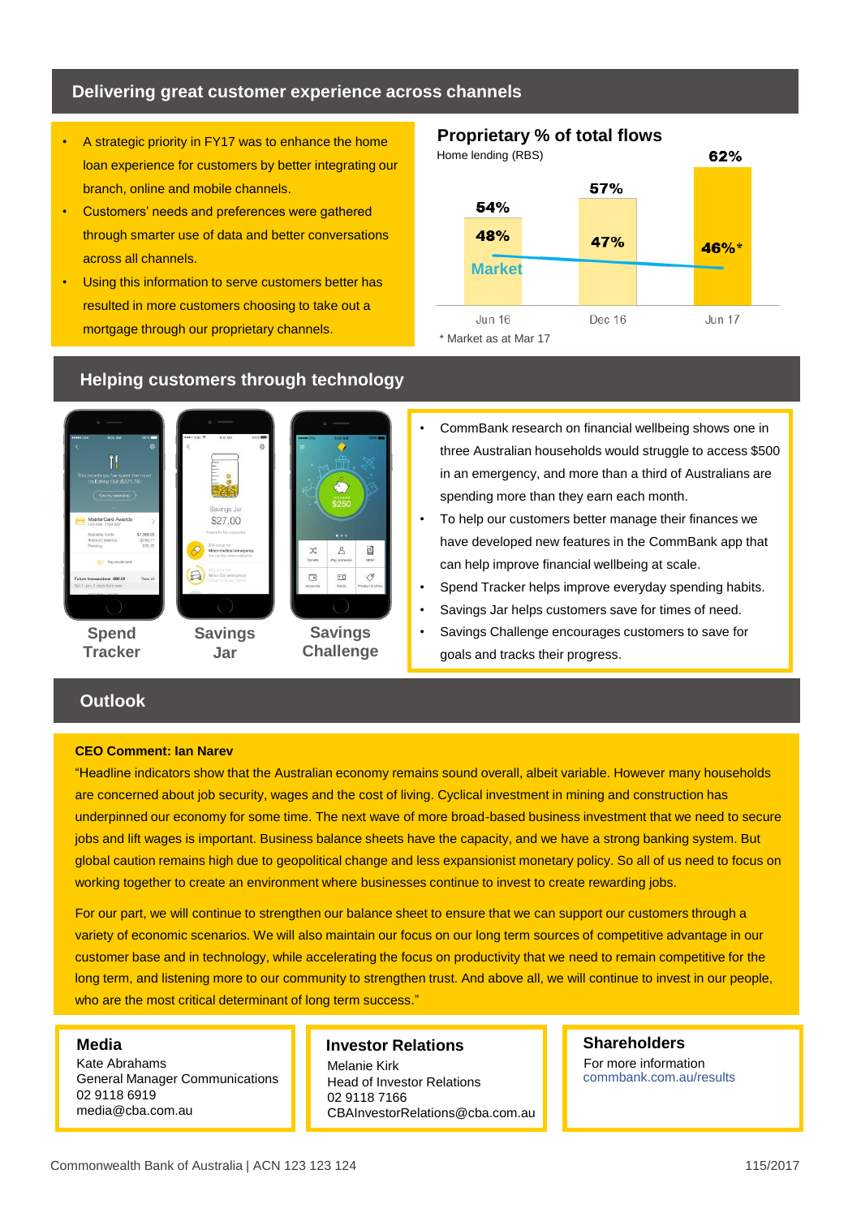## Delivering great customer experience across channels

- A strategic priority in FY17 was to enhance the home loan experience for customers by better integrating our branch, online and mobile channels.
- Customers' needs and preferences were gathered through smarter use of data and better conversations across all channels.
- Using this information to serve customers better has resulted in more customers choosing to take out a mortgage through our proprietary channels.

### Proprietary % of total flows

Home lending (RBS)

| | Jun 16 | Dec 16 | Jun 17 |
|---|---|---|---|
| CBA | 54% | 57% | 62% |
| Market | 48% | 47% | 46%* |

\* Market as at Mar 17

## Helping customers through technology

Spend Tracker | Savings Jar | Savings Challenge

- CommBank research on financial wellbeing shows one in three Australian households would struggle to access $500 in an emergency, and more than a third of Australians are spending more than they earn each month.
- To help our customers better manage their finances we have developed new features in the CommBank app that can help improve financial wellbeing at scale.
- Spend Tracker helps improve everyday spending habits.
- Savings Jar helps customers save for times of need.
- Savings Challenge encourages customers to save for goals and tracks their progress.

## Outlook

**CEO Comment: Ian Narev**

"Headline indicators show that the Australian economy remains sound overall, albeit variable. However many households are concerned about job security, wages and the cost of living. Cyclical investment in mining and construction has underpinned our economy for some time. The next wave of more broad-based business investment that we need to secure jobs and lift wages is important. Business balance sheets have the capacity, and we have a strong banking system. But global caution remains high due to geopolitical change and less expansionist monetary policy. So all of us need to focus on working together to create an environment where businesses continue to invest to create rewarding jobs.

For our part, we will continue to strengthen our balance sheet to ensure that we can support our customers through a variety of economic scenarios. We will also maintain our focus on our long term sources of competitive advantage in our customer base and in technology, while accelerating the focus on productivity that we need to remain competitive for the long term, and listening more to our community to strengthen trust. And above all, we will continue to invest in our people, who are the most critical determinant of long term success."

**Media**
Kate Abrahams
General Manager Communications
02 9118 6919
media@cba.com.au

**Investor Relations**
Melanie Kirk
Head of Investor Relations
02 9118 7166
CBAInvestorRelations@cba.com.au

**Shareholders**
For more information
commbank.com.au/results

Commonwealth Bank of Australia | ACN 123 123 124

115/2017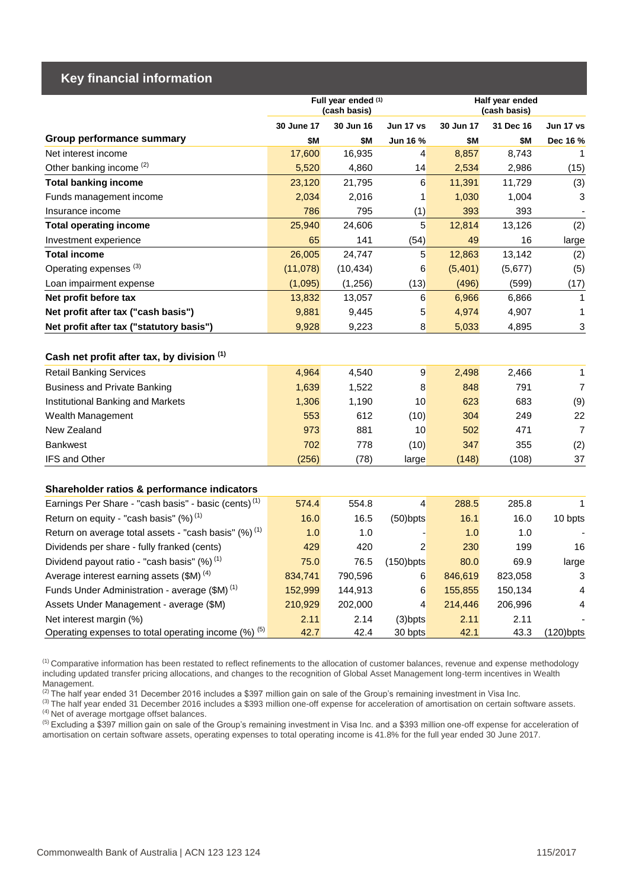## Key financial information

| | Full year ended (1) (cash basis) | | | Half year ended (cash basis) | | |
|---|---|---|---|---|---|---|
| | 30 June 17 | 30 Jun 16 | Jun 17 vs | 30 Jun 17 | 31 Dec 16 | Jun 17 vs |
| **Group performance summary** | $M | $M | Jun 16 % | $M | $M | Dec 16 % |
| Net interest income | 17,600 | 16,935 | 4 | 8,857 | 8,743 | 1 |
| Other banking income [2] | 5,520 | 4,860 | 14 | 2,534 | 2,986 | (15) |
| **Total banking income** | 23,120 | 21,795 | 6 | 11,391 | 11,729 | (3) |
| Funds management income | 2,034 | 2,016 | 1 | 1,030 | 1,004 | 3 |
| Insurance income | 786 | 795 | (1) | 393 | 393 | - |
| **Total operating income** | 25,940 | 24,606 | 5 | 12,814 | 13,126 | (2) |
| Investment experience | 65 | 141 | (54) | 49 | 16 | large |
| **Total income** | 26,005 | 24,747 | 5 | 12,863 | 13,142 | (2) |
| Operating expenses [3] | (11,078) | (10,434) | 6 | (5,401) | (5,677) | (5) |
| Loan impairment expense | (1,095) | (1,256) | (13) | (496) | (599) | (17) |
| **Net profit before tax** | 13,832 | 13,057 | 6 | 6,966 | 6,866 | 1 |
| **Net profit after tax ("cash basis")** | 9,881 | 9,445 | 5 | 4,974 | 4,907 | 1 |
| **Net profit after tax ("statutory basis")** | 9,928 | 9,223 | 8 | 5,033 | 4,895 | 3 |
| | | | | | | |
| **Cash net profit after tax, by division [1]** | | | | | | |
| Retail Banking Services | 4,964 | 4,540 | 9 | 2,498 | 2,466 | 1 |
| Business and Private Banking | 1,639 | 1,522 | 8 | 848 | 791 | 7 |
| Institutional Banking and Markets | 1,306 | 1,190 | 10 | 623 | 683 | (9) |
| Wealth Management | 553 | 612 | (10) | 304 | 249 | 22 |
| New Zealand | 973 | 881 | 10 | 502 | 471 | 7 |
| Bankwest | 702 | 778 | (10) | 347 | 355 | (2) |
| IFS and Other | (256) | (78) | large | (148) | (108) | 37 |
| | | | | | | |
| **Shareholder ratios & performance indicators** | | | | | | |
| Earnings Per Share - "cash basis" - basic (cents) [1] | 574.4 | 554.8 | 4 | 288.5 | 285.8 | 1 |
| Return on equity - "cash basis" (%) [1] | 16.0 | 16.5 | (50)bpts | 16.1 | 16.0 | 10 bpts |
| Return on average total assets - "cash basis" (%) [1] | 1.0 | 1.0 | - | 1.0 | 1.0 | - |
| Dividends per share - fully franked (cents) | 429 | 420 | 2 | 230 | 199 | 16 |
| Dividend payout ratio - "cash basis" (%) [1] | 75.0 | 76.5 | (150)bpts | 80.0 | 69.9 | large |
| Average interest earning assets ($M) [4] | 834,741 | 790,596 | 6 | 846,619 | 823,058 | 3 |
| Funds Under Administration - average ($M) [1] | 152,999 | 144,913 | 6 | 155,855 | 150,134 | 4 |
| Assets Under Management - average ($M) | 210,929 | 202,000 | 4 | 214,446 | 206,996 | 4 |
| Net interest margin (%) | 2.11 | 2.14 | (3)bpts | 2.11 | 2.11 | - |
| Operating expenses to total operating income (%) [5] | 42.7 | 42.4 | 30 bpts | 42.1 | 43.3 | (120)bpts |

[1] Comparative information has been restated to reflect refinements to the allocation of customer balances, revenue and expense methodology including updated transfer pricing allocations, and changes to the recognition of Global Asset Management long-term incentives in Wealth Management.

[2] The half year ended 31 December 2016 includes a $397 million gain on sale of the Group's remaining investment in Visa Inc.

[3] The half year ended 31 December 2016 includes a $393 million one-off expense for acceleration of amortisation on certain software assets.

[4] Net of average mortgage offset balances.

[5] Excluding a $397 million gain on sale of the Group's remaining investment in Visa Inc. and a $393 million one-off expense for acceleration of amortisation on certain software assets, operating expenses to total operating income is 41.8% for the full year ended 30 June 2017.